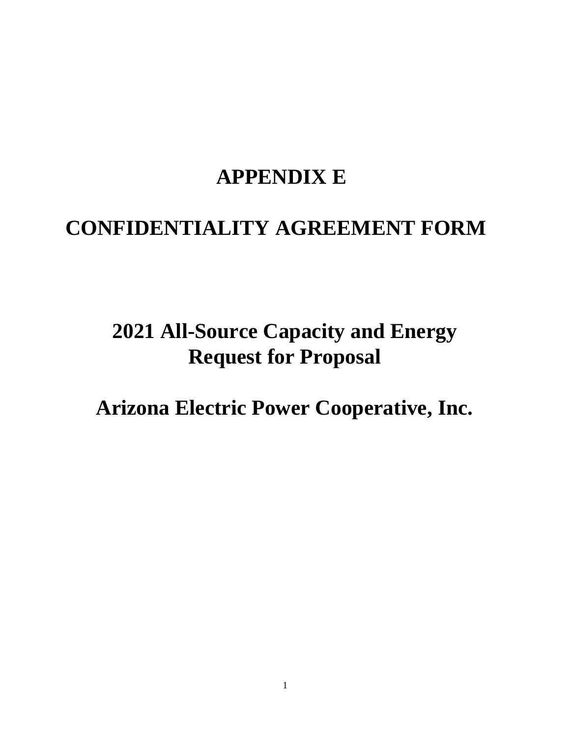# APPENDIX E

# CONFIDENTIALITY AGREEMENT FORM

## 2021 All-Source Capacity and Energy Request for Proposal

## Arizona Electric Power Cooperative, Inc.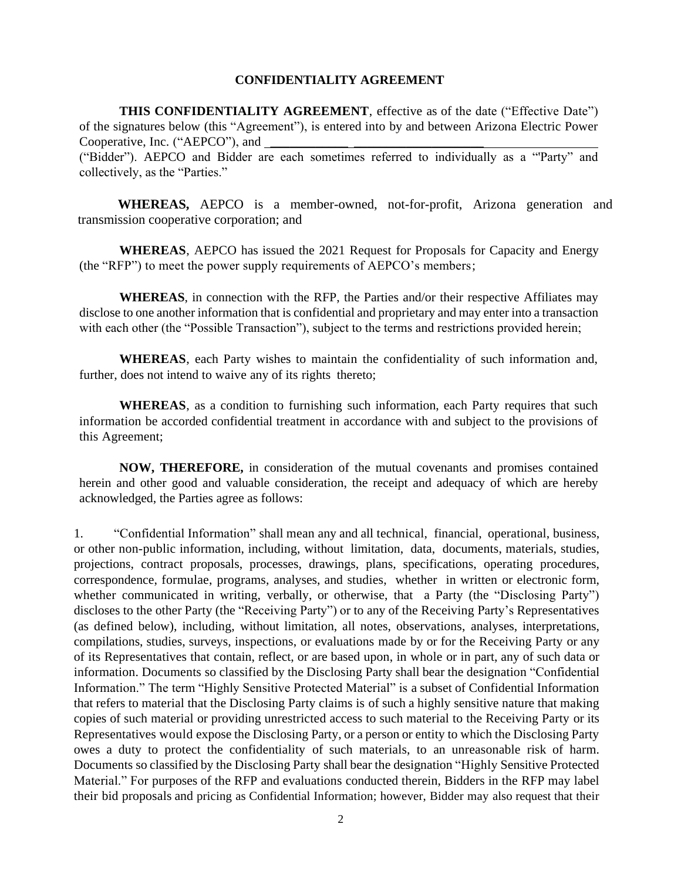**CONFIDENTIALITY AGREEMENT**

**THIS CONFIDENTIALITY AGREEMENT**, effective as of the date ("Effective Date") of the signatures below (this "Agreement"), is entered into by and between Arizona Electric Power Cooperative, Inc. ("AEPCO"), and ____________ ____________________________________ ("Bidder"). AEPCO and Bidder are each sometimes referred to individually as a "'Party" and collectively, as the "Parties."

**WHEREAS,** AEPCO is a member-owned, not-for-profit, Arizona generation and transmission cooperative corporation; and

**WHEREAS**, AEPCO has issued the 2021 Request for Proposals for Capacity and Energy (the "RFP") to meet the power supply requirements of AEPCO's members;

**WHEREAS**, in connection with the RFP, the Parties and/or their respective Affiliates may disclose to one another information that is confidential and proprietary and may enter into a transaction with each other (the "Possible Transaction"), subject to the terms and restrictions provided herein;

**WHEREAS**, each Party wishes to maintain the confidentiality of such information and, further, does not intend to waive any of its rights thereto;

**WHEREAS**, as a condition to furnishing such information, each Party requires that such information be accorded confidential treatment in accordance with and subject to the provisions of this Agreement;

**NOW, THEREFORE,** in consideration of the mutual covenants and promises contained herein and other good and valuable consideration, the receipt and adequacy of which are hereby acknowledged, the Parties agree as follows:

1. "Confidential Information" shall mean any and all technical, financial, operational, business, or other non-public information, including, without limitation, data, documents, materials, studies, projections, contract proposals, processes, drawings, plans, specifications, operating procedures, correspondence, formulae, programs, analyses, and studies, whether in written or electronic form, whether communicated in writing, verbally, or otherwise, that a Party (the "Disclosing Party") discloses to the other Party (the "Receiving Party") or to any of the Receiving Party's Representatives (as defined below), including, without limitation, all notes, observations, analyses, interpretations, compilations, studies, surveys, inspections, or evaluations made by or for the Receiving Party or any of its Representatives that contain, reflect, or are based upon, in whole or in part, any of such data or information. Documents so classified by the Disclosing Party shall bear the designation "Confidential Information." The term "Highly Sensitive Protected Material" is a subset of Confidential Information that refers to material that the Disclosing Party claims is of such a highly sensitive nature that making copies of such material or providing unrestricted access to such material to the Receiving Party or its Representatives would expose the Disclosing Party, or a person or entity to which the Disclosing Party owes a duty to protect the confidentiality of such materials, to an unreasonable risk of harm. Documents so classified by the Disclosing Party shall bear the designation "Highly Sensitive Protected Material." For purposes of the RFP and evaluations conducted therein, Bidders in the RFP may label their bid proposals and pricing as Confidential Information; however, Bidder may also request that their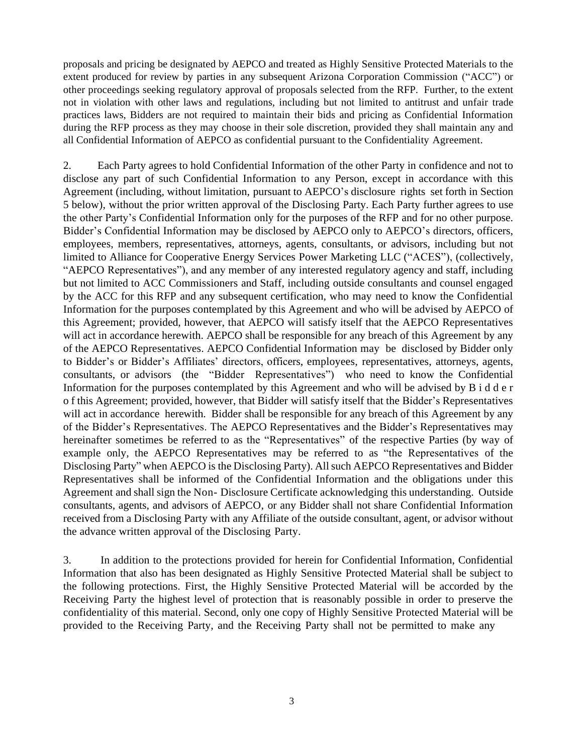proposals and pricing be designated by AEPCO and treated as Highly Sensitive Protected Materials to the extent produced for review by parties in any subsequent Arizona Corporation Commission ("ACC") or other proceedings seeking regulatory approval of proposals selected from the RFP. Further, to the extent not in violation with other laws and regulations, including but not limited to antitrust and unfair trade practices laws, Bidders are not required to maintain their bids and pricing as Confidential Information during the RFP process as they may choose in their sole discretion, provided they shall maintain any and all Confidential Information of AEPCO as confidential pursuant to the Confidentiality Agreement.

2. Each Party agrees to hold Confidential Information of the other Party in confidence and not to disclose any part of such Confidential Information to any Person, except in accordance with this Agreement (including, without limitation, pursuant to AEPCO's disclosure rights set forth in Section 5 below), without the prior written approval of the Disclosing Party. Each Party further agrees to use the other Party's Confidential Information only for the purposes of the RFP and for no other purpose. Bidder's Confidential Information may be disclosed by AEPCO only to AEPCO's directors, officers, employees, members, representatives, attorneys, agents, consultants, or advisors, including but not limited to Alliance for Cooperative Energy Services Power Marketing LLC ("ACES"), (collectively, "AEPCO Representatives"), and any member of any interested regulatory agency and staff, including but not limited to ACC Commissioners and Staff, including outside consultants and counsel engaged by the ACC for this RFP and any subsequent certification, who may need to know the Confidential Information for the purposes contemplated by this Agreement and who will be advised by AEPCO of this Agreement; provided, however, that AEPCO will satisfy itself that the AEPCO Representatives will act in accordance herewith. AEPCO shall be responsible for any breach of this Agreement by any of the AEPCO Representatives. AEPCO Confidential Information may be disclosed by Bidder only to Bidder's or Bidder's Affiliates' directors, officers, employees, representatives, attorneys, agents, consultants, or advisors (the "Bidder Representatives") who need to know the Confidential Information for the purposes contemplated by this Agreement and who will be advised by Bidder of this Agreement; provided, however, that Bidder will satisfy itself that the Bidder's Representatives will act in accordance herewith. Bidder shall be responsible for any breach of this Agreement by any of the Bidder's Representatives. The AEPCO Representatives and the Bidder's Representatives may hereinafter sometimes be referred to as the "Representatives" of the respective Parties (by way of example only, the AEPCO Representatives may be referred to as "the Representatives of the Disclosing Party" when AEPCO is the Disclosing Party). All such AEPCO Representatives and Bidder Representatives shall be informed of the Confidential Information and the obligations under this Agreement and shall sign the Non- Disclosure Certificate acknowledging this understanding. Outside consultants, agents, and advisors of AEPCO, or any Bidder shall not share Confidential Information received from a Disclosing Party with any Affiliate of the outside consultant, agent, or advisor without the advance written approval of the Disclosing Party.

3. In addition to the protections provided for herein for Confidential Information, Confidential Information that also has been designated as Highly Sensitive Protected Material shall be subject to the following protections. First, the Highly Sensitive Protected Material will be accorded by the Receiving Party the highest level of protection that is reasonably possible in order to preserve the confidentiality of this material. Second, only one copy of Highly Sensitive Protected Material will be provided to the Receiving Party, and the Receiving Party shall not be permitted to make any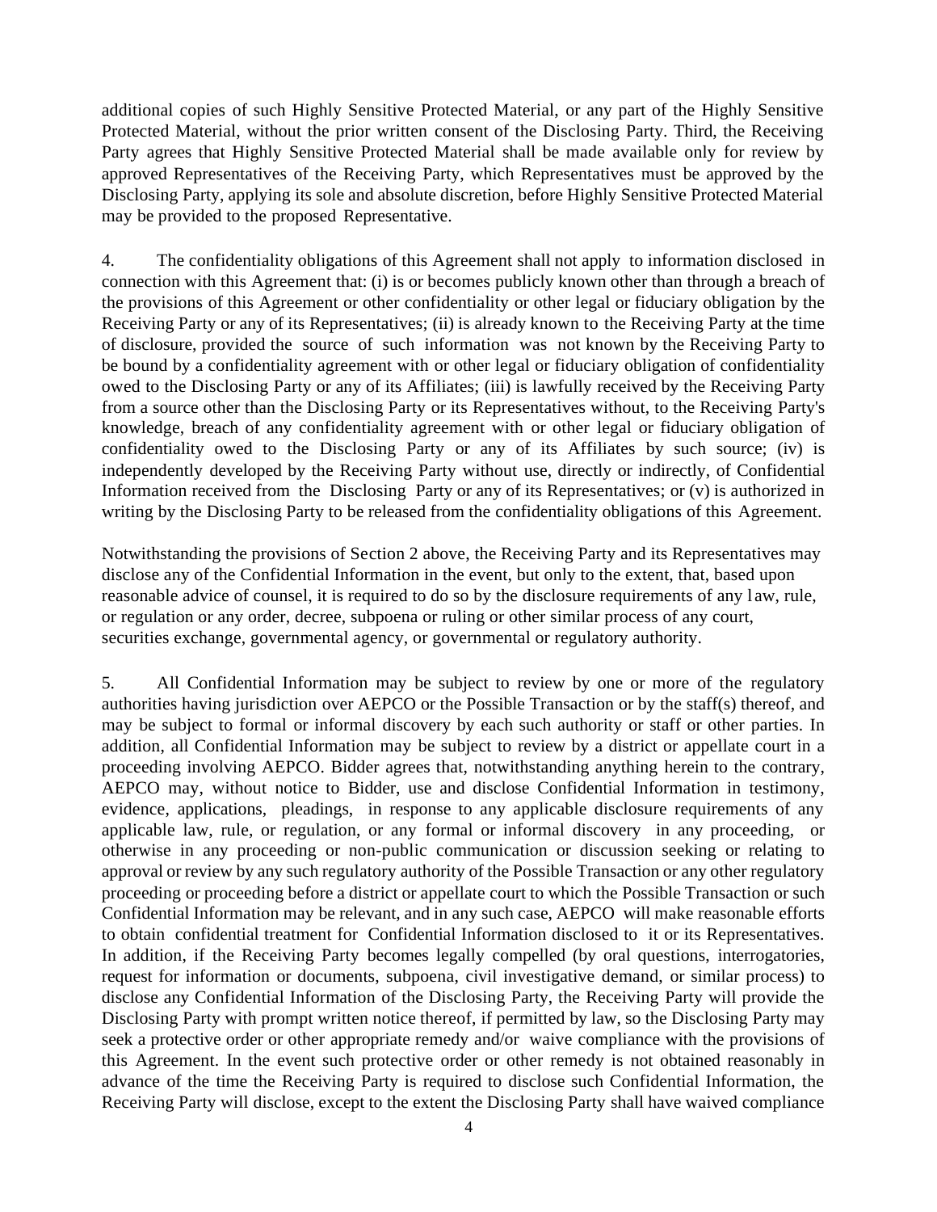additional copies of such Highly Sensitive Protected Material, or any part of the Highly Sensitive Protected Material, without the prior written consent of the Disclosing Party. Third, the Receiving Party agrees that Highly Sensitive Protected Material shall be made available only for review by approved Representatives of the Receiving Party, which Representatives must be approved by the Disclosing Party, applying its sole and absolute discretion, before Highly Sensitive Protected Material may be provided to the proposed Representative.

4. The confidentiality obligations of this Agreement shall not apply to information disclosed in connection with this Agreement that: (i) is or becomes publicly known other than through a breach of the provisions of this Agreement or other confidentiality or other legal or fiduciary obligation by the Receiving Party or any of its Representatives; (ii) is already known to the Receiving Party at the time of disclosure, provided the source of such information was not known by the Receiving Party to be bound by a confidentiality agreement with or other legal or fiduciary obligation of confidentiality owed to the Disclosing Party or any of its Affiliates; (iii) is lawfully received by the Receiving Party from a source other than the Disclosing Party or its Representatives without, to the Receiving Party's knowledge, breach of any confidentiality agreement with or other legal or fiduciary obligation of confidentiality owed to the Disclosing Party or any of its Affiliates by such source; (iv) is independently developed by the Receiving Party without use, directly or indirectly, of Confidential Information received from the Disclosing Party or any of its Representatives; or (v) is authorized in writing by the Disclosing Party to be released from the confidentiality obligations of this Agreement.

Notwithstanding the provisions of Section 2 above, the Receiving Party and its Representatives may disclose any of the Confidential Information in the event, but only to the extent, that, based upon reasonable advice of counsel, it is required to do so by the disclosure requirements of any law, rule, or regulation or any order, decree, subpoena or ruling or other similar process of any court, securities exchange, governmental agency, or governmental or regulatory authority.

5. All Confidential Information may be subject to review by one or more of the regulatory authorities having jurisdiction over AEPCO or the Possible Transaction or by the staff(s) thereof, and may be subject to formal or informal discovery by each such authority or staff or other parties. In addition, all Confidential Information may be subject to review by a district or appellate court in a proceeding involving AEPCO. Bidder agrees that, notwithstanding anything herein to the contrary, AEPCO may, without notice to Bidder, use and disclose Confidential Information in testimony, evidence, applications, pleadings, in response to any applicable disclosure requirements of any applicable law, rule, or regulation, or any formal or informal discovery in any proceeding, or otherwise in any proceeding or non-public communication or discussion seeking or relating to approval or review by any such regulatory authority of the Possible Transaction or any other regulatory proceeding or proceeding before a district or appellate court to which the Possible Transaction or such Confidential Information may be relevant, and in any such case, AEPCO will make reasonable efforts to obtain confidential treatment for Confidential Information disclosed to it or its Representatives. In addition, if the Receiving Party becomes legally compelled (by oral questions, interrogatories, request for information or documents, subpoena, civil investigative demand, or similar process) to disclose any Confidential Information of the Disclosing Party, the Receiving Party will provide the Disclosing Party with prompt written notice thereof, if permitted by law, so the Disclosing Party may seek a protective order or other appropriate remedy and/or waive compliance with the provisions of this Agreement. In the event such protective order or other remedy is not obtained reasonably in advance of the time the Receiving Party is required to disclose such Confidential Information, the Receiving Party will disclose, except to the extent the Disclosing Party shall have waived compliance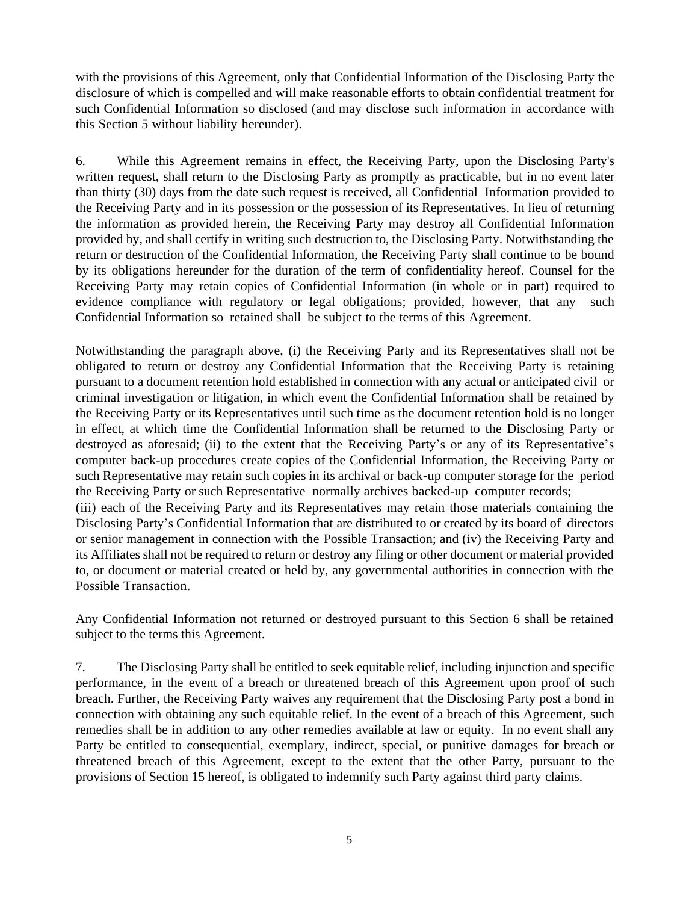with the provisions of this Agreement, only that Confidential Information of the Disclosing Party the disclosure of which is compelled and will make reasonable efforts to obtain confidential treatment for such Confidential Information so disclosed (and may disclose such information in accordance with this Section 5 without liability hereunder).

6. While this Agreement remains in effect, the Receiving Party, upon the Disclosing Party's written request, shall return to the Disclosing Party as promptly as practicable, but in no event later than thirty (30) days from the date such request is received, all Confidential Information provided to the Receiving Party and in its possession or the possession of its Representatives. In lieu of returning the information as provided herein, the Receiving Party may destroy all Confidential Information provided by, and shall certify in writing such destruction to, the Disclosing Party. Notwithstanding the return or destruction of the Confidential Information, the Receiving Party shall continue to be bound by its obligations hereunder for the duration of the term of confidentiality hereof. Counsel for the Receiving Party may retain copies of Confidential Information (in whole or in part) required to evidence compliance with regulatory or legal obligations; provided, however, that any such Confidential Information so retained shall be subject to the terms of this Agreement.

Notwithstanding the paragraph above, (i) the Receiving Party and its Representatives shall not be obligated to return or destroy any Confidential Information that the Receiving Party is retaining pursuant to a document retention hold established in connection with any actual or anticipated civil or criminal investigation or litigation, in which event the Confidential Information shall be retained by the Receiving Party or its Representatives until such time as the document retention hold is no longer in effect, at which time the Confidential Information shall be returned to the Disclosing Party or destroyed as aforesaid; (ii) to the extent that the Receiving Party's or any of its Representative's computer back-up procedures create copies of the Confidential Information, the Receiving Party or such Representative may retain such copies in its archival or back-up computer storage for the period the Receiving Party or such Representative normally archives backed-up computer records;
(iii) each of the Receiving Party and its Representatives may retain those materials containing the Disclosing Party's Confidential Information that are distributed to or created by its board of directors or senior management in connection with the Possible Transaction; and (iv) the Receiving Party and its Affiliates shall not be required to return or destroy any filing or other document or material provided to, or document or material created or held by, any governmental authorities in connection with the Possible Transaction.

Any Confidential Information not returned or destroyed pursuant to this Section 6 shall be retained subject to the terms this Agreement.

7. The Disclosing Party shall be entitled to seek equitable relief, including injunction and specific performance, in the event of a breach or threatened breach of this Agreement upon proof of such breach. Further, the Receiving Party waives any requirement that the Disclosing Party post a bond in connection with obtaining any such equitable relief. In the event of a breach of this Agreement, such remedies shall be in addition to any other remedies available at law or equity. In no event shall any Party be entitled to consequential, exemplary, indirect, special, or punitive damages for breach or threatened breach of this Agreement, except to the extent that the other Party, pursuant to the provisions of Section 15 hereof, is obligated to indemnify such Party against third party claims.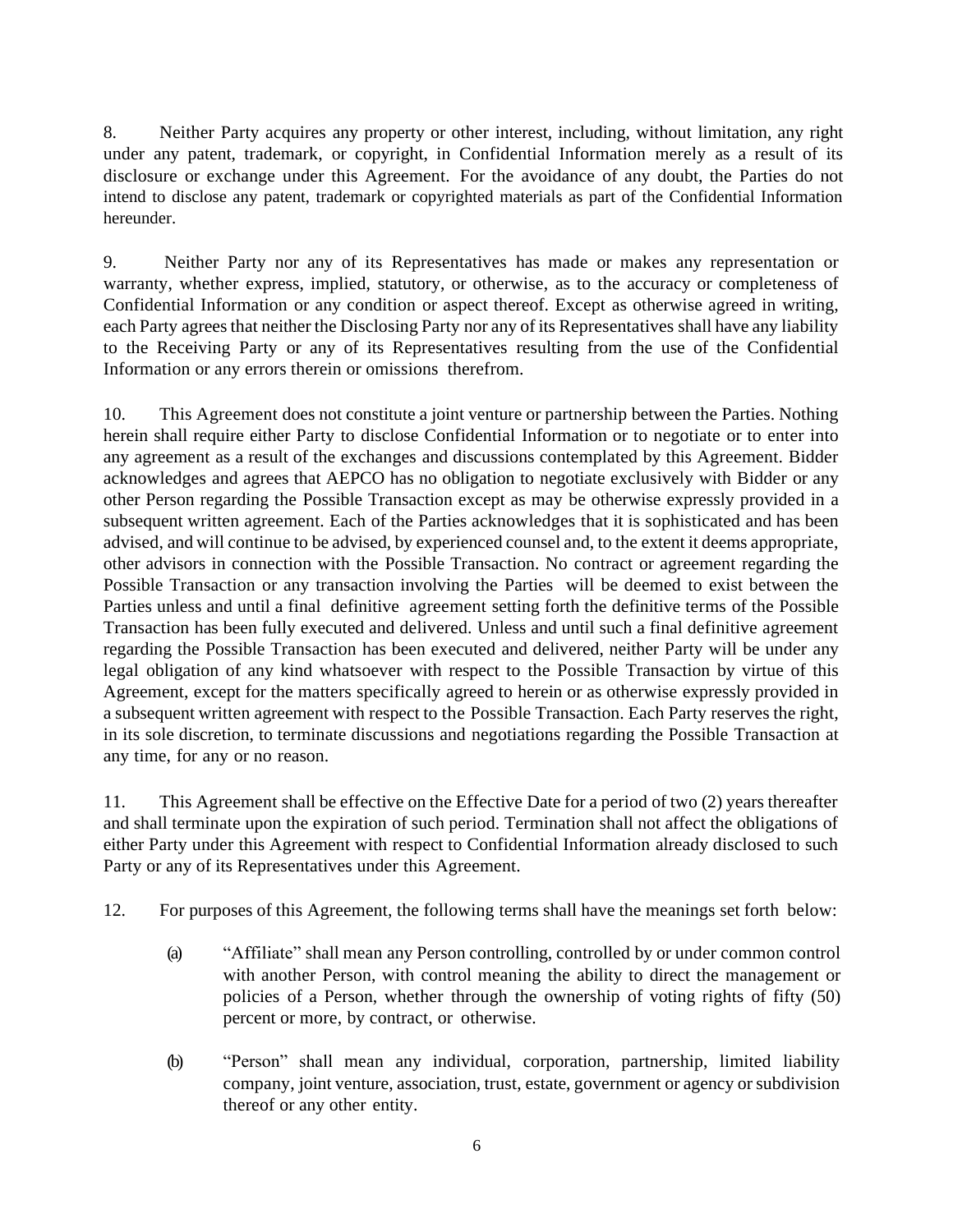8. Neither Party acquires any property or other interest, including, without limitation, any right under any patent, trademark, or copyright, in Confidential Information merely as a result of its disclosure or exchange under this Agreement. For the avoidance of any doubt, the Parties do not intend to disclose any patent, trademark or copyrighted materials as part of the Confidential Information hereunder.

9. Neither Party nor any of its Representatives has made or makes any representation or warranty, whether express, implied, statutory, or otherwise, as to the accuracy or completeness of Confidential Information or any condition or aspect thereof. Except as otherwise agreed in writing, each Party agrees that neither the Disclosing Party nor any of its Representatives shall have any liability to the Receiving Party or any of its Representatives resulting from the use of the Confidential Information or any errors therein or omissions therefrom.

10. This Agreement does not constitute a joint venture or partnership between the Parties. Nothing herein shall require either Party to disclose Confidential Information or to negotiate or to enter into any agreement as a result of the exchanges and discussions contemplated by this Agreement. Bidder acknowledges and agrees that AEPCO has no obligation to negotiate exclusively with Bidder or any other Person regarding the Possible Transaction except as may be otherwise expressly provided in a subsequent written agreement. Each of the Parties acknowledges that it is sophisticated and has been advised, and will continue to be advised, by experienced counsel and, to the extent it deems appropriate, other advisors in connection with the Possible Transaction. No contract or agreement regarding the Possible Transaction or any transaction involving the Parties will be deemed to exist between the Parties unless and until a final definitive agreement setting forth the definitive terms of the Possible Transaction has been fully executed and delivered. Unless and until such a final definitive agreement regarding the Possible Transaction has been executed and delivered, neither Party will be under any legal obligation of any kind whatsoever with respect to the Possible Transaction by virtue of this Agreement, except for the matters specifically agreed to herein or as otherwise expressly provided in a subsequent written agreement with respect to the Possible Transaction. Each Party reserves the right, in its sole discretion, to terminate discussions and negotiations regarding the Possible Transaction at any time, for any or no reason.

11. This Agreement shall be effective on the Effective Date for a period of two (2) years thereafter and shall terminate upon the expiration of such period. Termination shall not affect the obligations of either Party under this Agreement with respect to Confidential Information already disclosed to such Party or any of its Representatives under this Agreement.

12. For purposes of this Agreement, the following terms shall have the meanings set forth below:

(a) "Affiliate" shall mean any Person controlling, controlled by or under common control with another Person, with control meaning the ability to direct the management or policies of a Person, whether through the ownership of voting rights of fifty (50) percent or more, by contract, or otherwise.

(b) "Person" shall mean any individual, corporation, partnership, limited liability company, joint venture, association, trust, estate, government or agency or subdivision thereof or any other entity.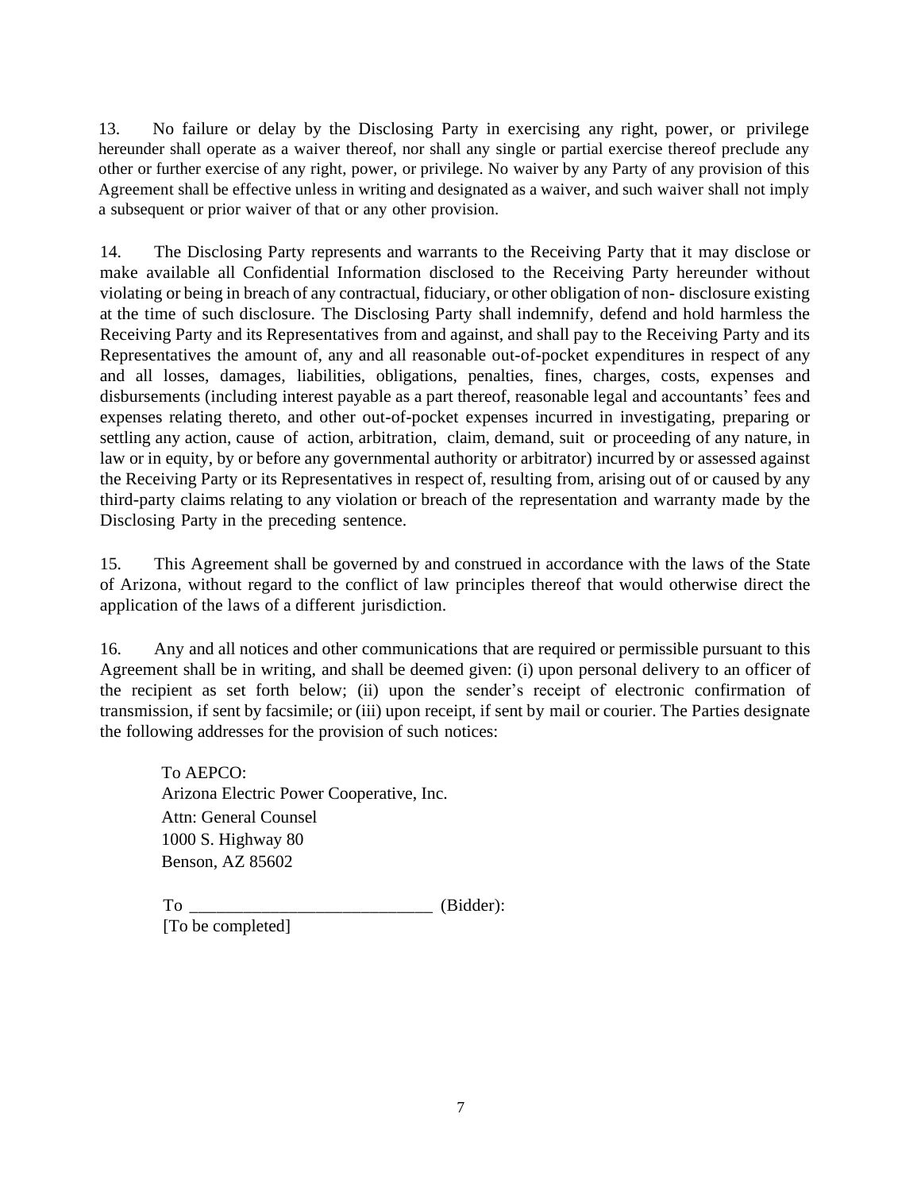13. No failure or delay by the Disclosing Party in exercising any right, power, or privilege hereunder shall operate as a waiver thereof, nor shall any single or partial exercise thereof preclude any other or further exercise of any right, power, or privilege. No waiver by any Party of any provision of this Agreement shall be effective unless in writing and designated as a waiver, and such waiver shall not imply a subsequent or prior waiver of that or any other provision.

14. The Disclosing Party represents and warrants to the Receiving Party that it may disclose or make available all Confidential Information disclosed to the Receiving Party hereunder without violating or being in breach of any contractual, fiduciary, or other obligation of non- disclosure existing at the time of such disclosure. The Disclosing Party shall indemnify, defend and hold harmless the Receiving Party and its Representatives from and against, and shall pay to the Receiving Party and its Representatives the amount of, any and all reasonable out-of-pocket expenditures in respect of any and all losses, damages, liabilities, obligations, penalties, fines, charges, costs, expenses and disbursements (including interest payable as a part thereof, reasonable legal and accountants' fees and expenses relating thereto, and other out-of-pocket expenses incurred in investigating, preparing or settling any action, cause of action, arbitration, claim, demand, suit or proceeding of any nature, in law or in equity, by or before any governmental authority or arbitrator) incurred by or assessed against the Receiving Party or its Representatives in respect of, resulting from, arising out of or caused by any third-party claims relating to any violation or breach of the representation and warranty made by the Disclosing Party in the preceding sentence.

15. This Agreement shall be governed by and construed in accordance with the laws of the State of Arizona, without regard to the conflict of law principles thereof that would otherwise direct the application of the laws of a different jurisdiction.

16. Any and all notices and other communications that are required or permissible pursuant to this Agreement shall be in writing, and shall be deemed given: (i) upon personal delivery to an officer of the recipient as set forth below; (ii) upon the sender's receipt of electronic confirmation of transmission, if sent by facsimile; or (iii) upon receipt, if sent by mail or courier. The Parties designate the following addresses for the provision of such notices:

To AEPCO:
Arizona Electric Power Cooperative, Inc.
Attn: General Counsel
1000 S. Highway 80
Benson, AZ 85602

To ___________________________ (Bidder):
[To be completed]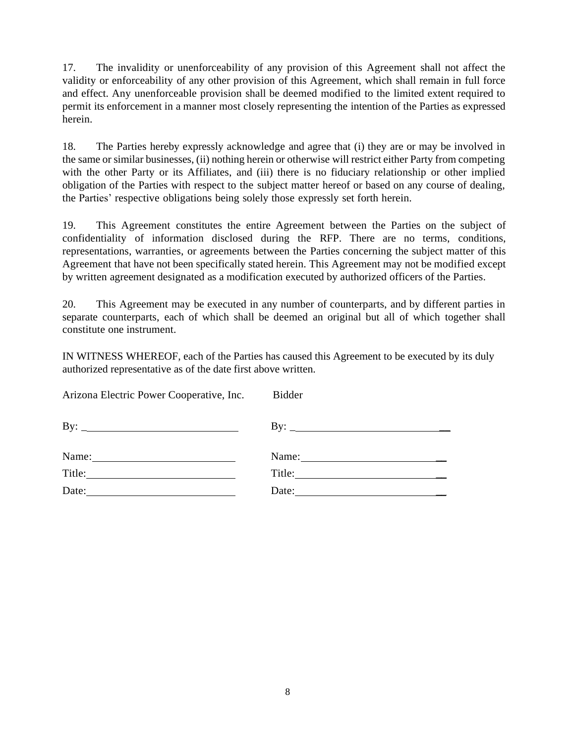17. The invalidity or unenforceability of any provision of this Agreement shall not affect the validity or enforceability of any other provision of this Agreement, which shall remain in full force and effect. Any unenforceable provision shall be deemed modified to the limited extent required to permit its enforcement in a manner most closely representing the intention of the Parties as expressed herein.

18. The Parties hereby expressly acknowledge and agree that (i) they are or may be involved in the same or similar businesses, (ii) nothing herein or otherwise will restrict either Party from competing with the other Party or its Affiliates, and (iii) there is no fiduciary relationship or other implied obligation of the Parties with respect to the subject matter hereof or based on any course of dealing, the Parties' respective obligations being solely those expressly set forth herein.

19. This Agreement constitutes the entire Agreement between the Parties on the subject of confidentiality of information disclosed during the RFP. There are no terms, conditions, representations, warranties, or agreements between the Parties concerning the subject matter of this Agreement that have not been specifically stated herein. This Agreement may not be modified except by written agreement designated as a modification executed by authorized officers of the Parties.

20. This Agreement may be executed in any number of counterparts, and by different parties in separate counterparts, each of which shall be deemed an original but all of which together shall constitute one instrument.

IN WITNESS WHEREOF, each of the Parties has caused this Agreement to be executed by its duly authorized representative as of the date first above written.

| Arizona Electric Power Cooperative, Inc. | Bidder |
|---|---|
| By: ______________________________ | By: ______________________________ |
| Name: ____________________________ | Name: ____________________________ |
| Title: _____________________________ | Title: _____________________________ |
| Date: _____________________________ | Date: _____________________________ |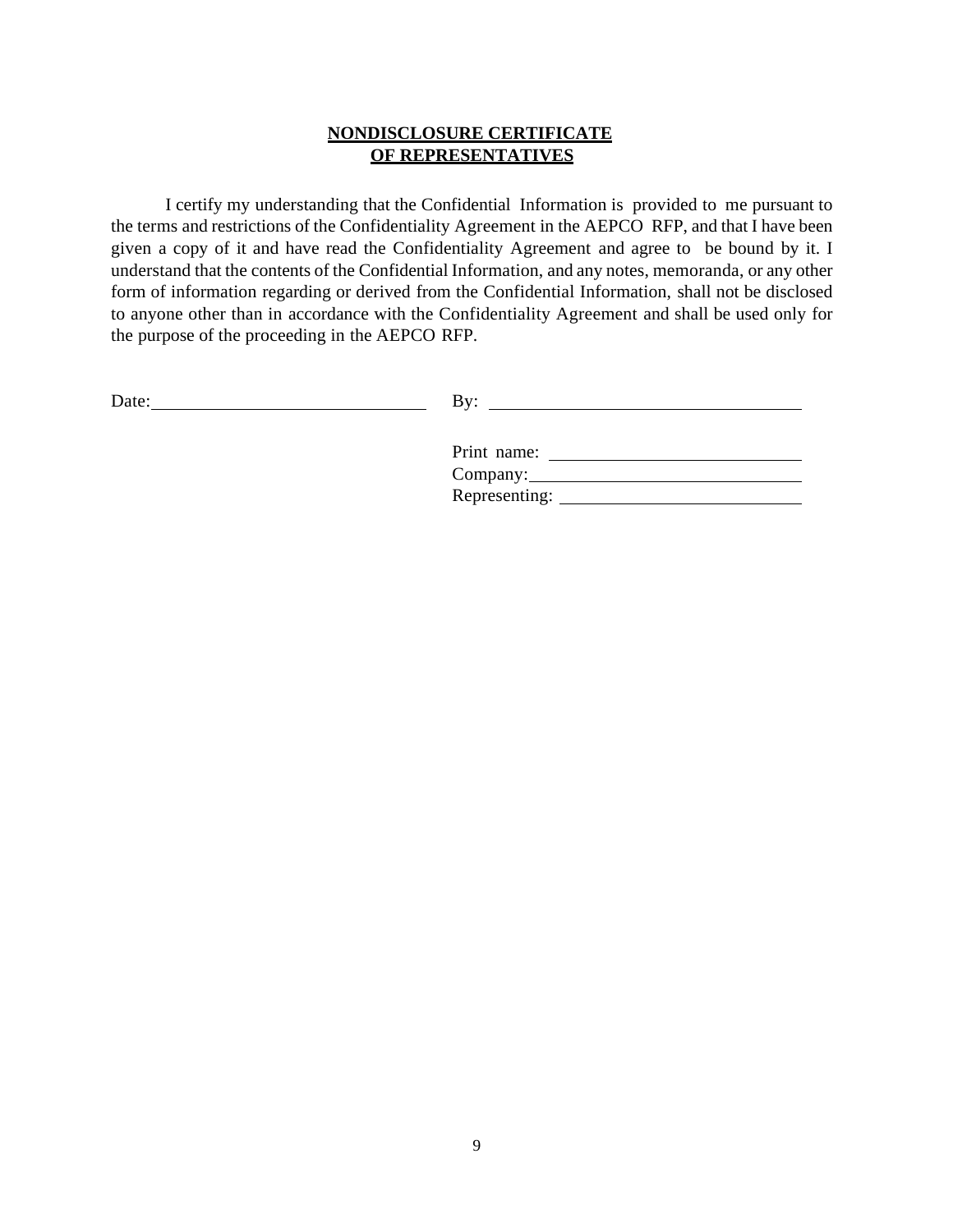**NONDISCLOSURE CERTIFICATE**
**OF REPRESENTATIVES**

I certify my understanding that the Confidential Information is provided to me pursuant to the terms and restrictions of the Confidentiality Agreement in the AEPCO RFP, and that I have been given a copy of it and have read the Confidentiality Agreement and agree to be bound by it. I understand that the contents of the Confidential Information, and any notes, memoranda, or any other form of information regarding or derived from the Confidential Information, shall not be disclosed to anyone other than in accordance with the Confidentiality Agreement and shall be used only for the purpose of the proceeding in the AEPCO RFP.

Date: ______________________________ By: ___________________________________

Print name: ____________________________

Company: ______________________________

Representing: ___________________________